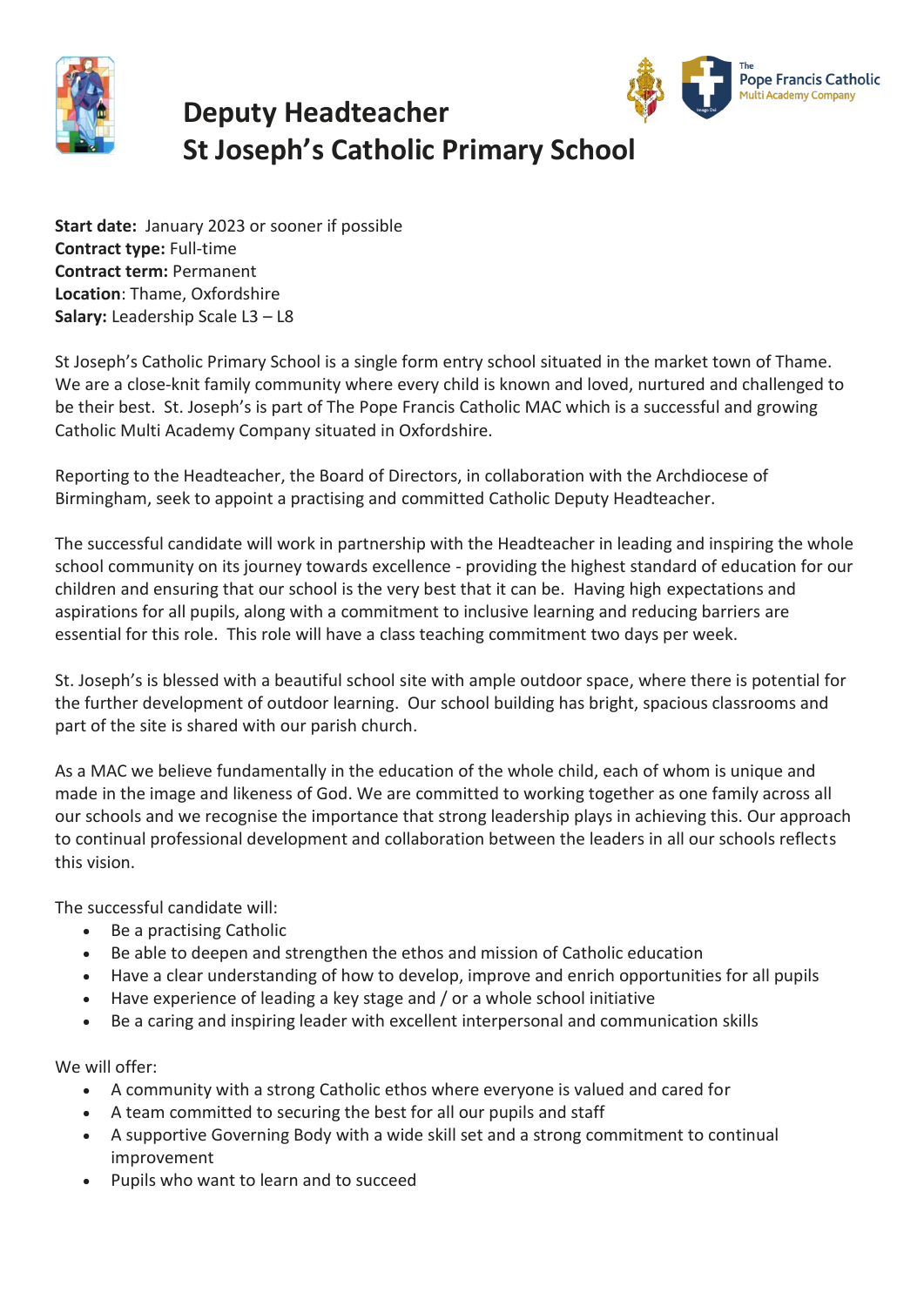# Deputy Headteacher
# St Joseph's Catholic Primary School

**Start date:** January 2023 or sooner if possible
**Contract type:** Full-time
**Contract term:** Permanent
**Location**: Thame, Oxfordshire
**Salary:** Leadership Scale L3 – L8

St Joseph's Catholic Primary School is a single form entry school situated in the market town of Thame. We are a close-knit family community where every child is known and loved, nurtured and challenged to be their best. St. Joseph's is part of The Pope Francis Catholic MAC which is a successful and growing Catholic Multi Academy Company situated in Oxfordshire.

Reporting to the Headteacher, the Board of Directors, in collaboration with the Archdiocese of Birmingham, seek to appoint a practising and committed Catholic Deputy Headteacher.

The successful candidate will work in partnership with the Headteacher in leading and inspiring the whole school community on its journey towards excellence - providing the highest standard of education for our children and ensuring that our school is the very best that it can be. Having high expectations and aspirations for all pupils, along with a commitment to inclusive learning and reducing barriers are essential for this role. This role will have a class teaching commitment two days per week.

St. Joseph's is blessed with a beautiful school site with ample outdoor space, where there is potential for the further development of outdoor learning. Our school building has bright, spacious classrooms and part of the site is shared with our parish church.

As a MAC we believe fundamentally in the education of the whole child, each of whom is unique and made in the image and likeness of God. We are committed to working together as one family across all our schools and we recognise the importance that strong leadership plays in achieving this. Our approach to continual professional development and collaboration between the leaders in all our schools reflects this vision.

The successful candidate will:

- Be a practising Catholic
- Be able to deepen and strengthen the ethos and mission of Catholic education
- Have a clear understanding of how to develop, improve and enrich opportunities for all pupils
- Have experience of leading a key stage and / or a whole school initiative
- Be a caring and inspiring leader with excellent interpersonal and communication skills

We will offer:

- A community with a strong Catholic ethos where everyone is valued and cared for
- A team committed to securing the best for all our pupils and staff
- A supportive Governing Body with a wide skill set and a strong commitment to continual improvement
- Pupils who want to learn and to succeed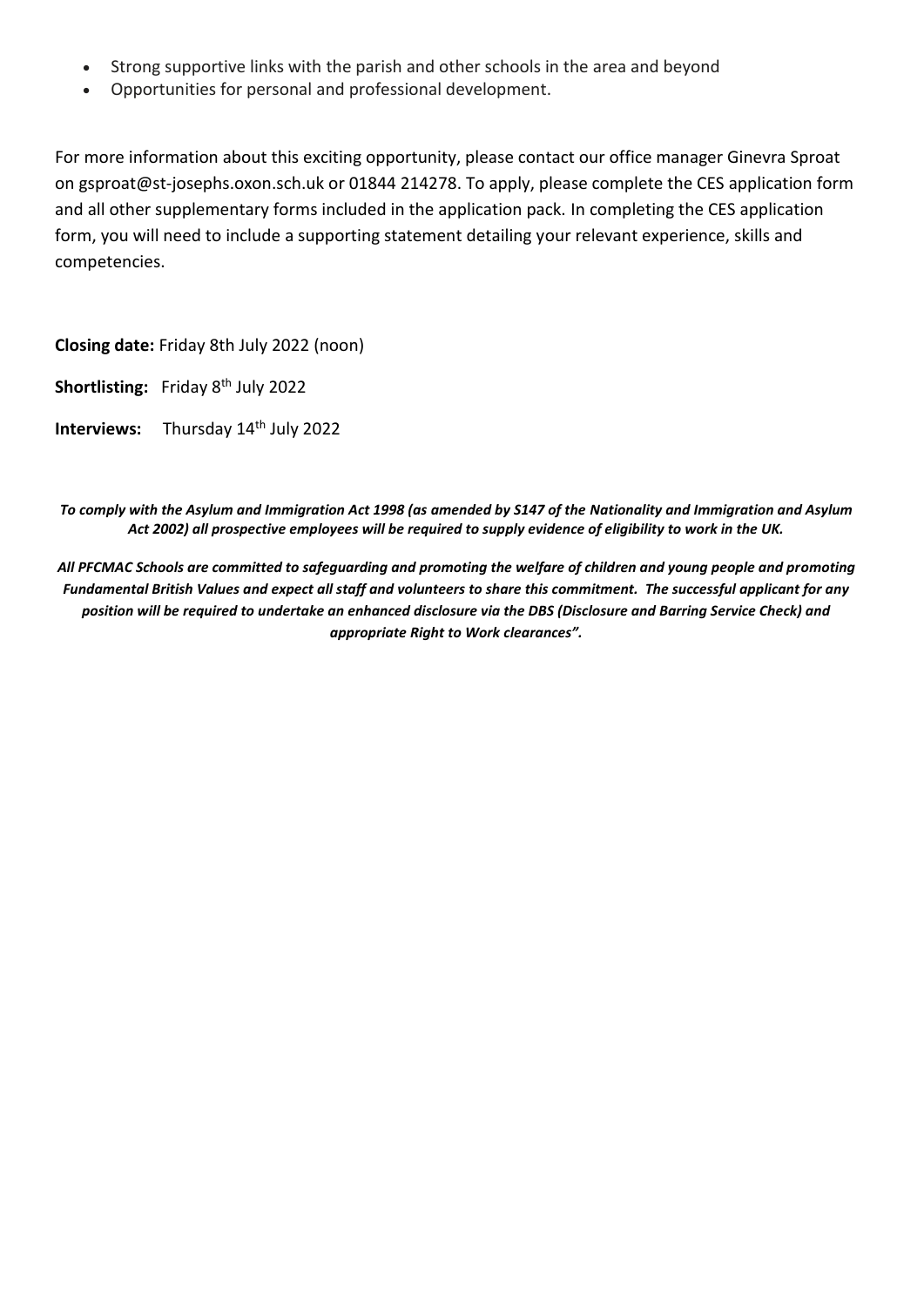- Strong supportive links with the parish and other schools in the area and beyond
- Opportunities for personal and professional development.

For more information about this exciting opportunity, please contact our office manager Ginevra Sproat on gsproat@st-josephs.oxon.sch.uk or 01844 214278. To apply, please complete the CES application form and all other supplementary forms included in the application pack. In completing the CES application form, you will need to include a supporting statement detailing your relevant experience, skills and competencies.

**Closing date:** Friday 8th July 2022 (noon)

**Shortlisting:** Friday 8th July 2022

**Interviews:** Thursday 14th July 2022

***To comply with the Asylum and Immigration Act 1998 (as amended by S147 of the Nationality and Immigration and Asylum Act 2002) all prospective employees will be required to supply evidence of eligibility to work in the UK.***

***All PFCMAC Schools are committed to safeguarding and promoting the welfare of children and young people and promoting Fundamental British Values and expect all staff and volunteers to share this commitment. The successful applicant for any position will be required to undertake an enhanced disclosure via the DBS (Disclosure and Barring Service Check) and appropriate Right to Work clearances".***